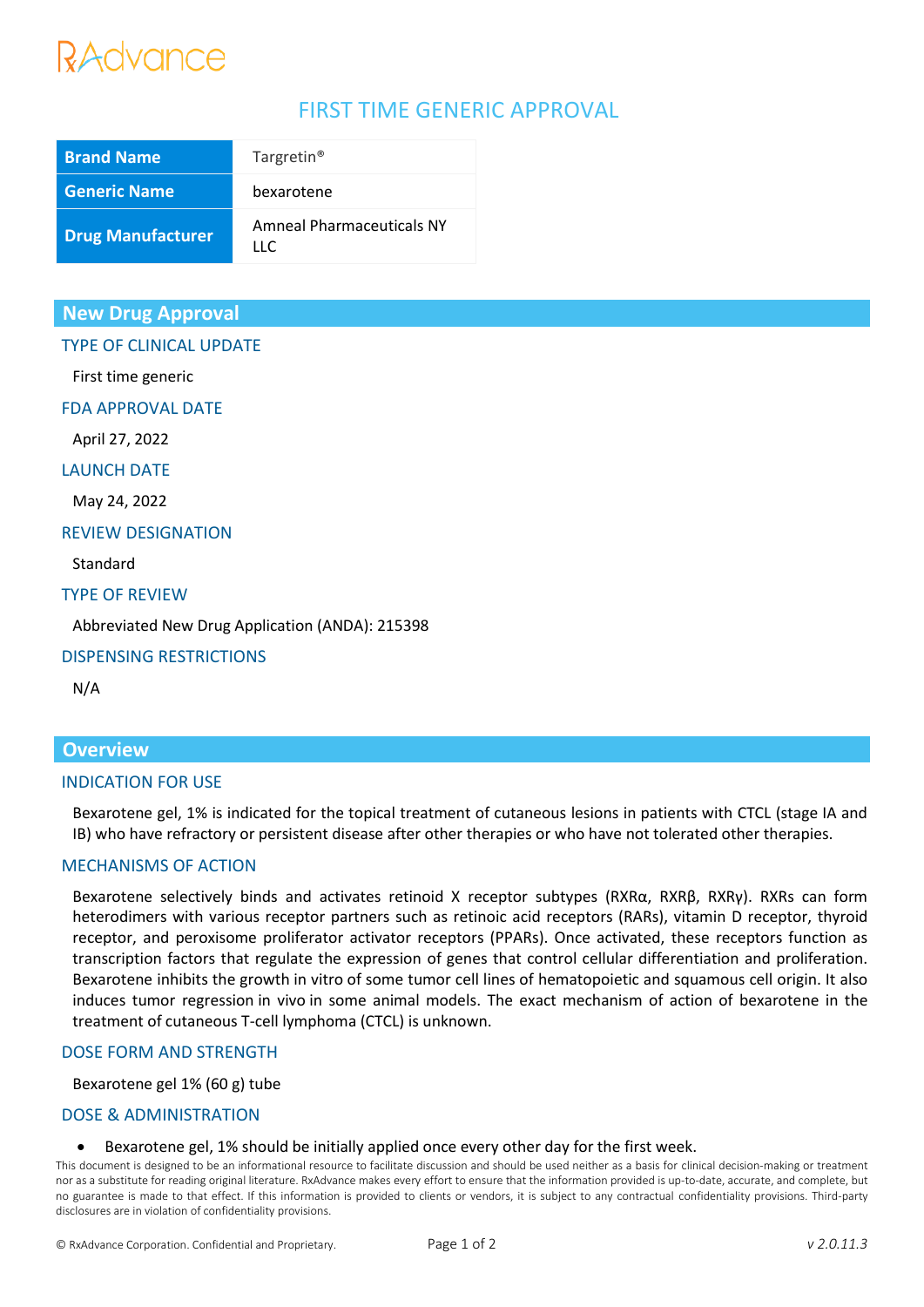RxAdvance

# FIRST TIME GENERIC APPROVAL

| Brand Name | Targretin® |
|---|---|
| Generic Name | bexarotene |
| Drug Manufacturer | Amneal Pharmaceuticals NY LLC |

## New Drug Approval

### TYPE OF CLINICAL UPDATE

First time generic

### FDA APPROVAL DATE

April 27, 2022

### LAUNCH DATE

May 24, 2022

### REVIEW DESIGNATION

Standard

### TYPE OF REVIEW

Abbreviated New Drug Application (ANDA): 215398

### DISPENSING RESTRICTIONS

N/A

## Overview

### INDICATION FOR USE

Bexarotene gel, 1% is indicated for the topical treatment of cutaneous lesions in patients with CTCL (stage IA and IB) who have refractory or persistent disease after other therapies or who have not tolerated other therapies.

### MECHANISMS OF ACTION

Bexarotene selectively binds and activates retinoid X receptor subtypes (RXRα, RXRβ, RXRγ). RXRs can form heterodimers with various receptor partners such as retinoic acid receptors (RARs), vitamin D receptor, thyroid receptor, and peroxisome proliferator activator receptors (PPARs). Once activated, these receptors function as transcription factors that regulate the expression of genes that control cellular differentiation and proliferation. Bexarotene inhibits the growth in vitro of some tumor cell lines of hematopoietic and squamous cell origin. It also induces tumor regression in vivo in some animal models. The exact mechanism of action of bexarotene in the treatment of cutaneous T-cell lymphoma (CTCL) is unknown.

### DOSE FORM AND STRENGTH

Bexarotene gel 1% (60 g) tube

### DOSE & ADMINISTRATION

- Bexarotene gel, 1% should be initially applied once every other day for the first week.

This document is designed to be an informational resource to facilitate discussion and should be used neither as a basis for clinical decision-making or treatment nor as a substitute for reading original literature. RxAdvance makes every effort to ensure that the information provided is up-to-date, accurate, and complete, but no guarantee is made to that effect. If this information is provided to clients or vendors, it is subject to any contractual confidentiality provisions. Third-party disclosures are in violation of confidentiality provisions.

© RxAdvance Corporation. Confidential and Proprietary. *v 2.0.11.3*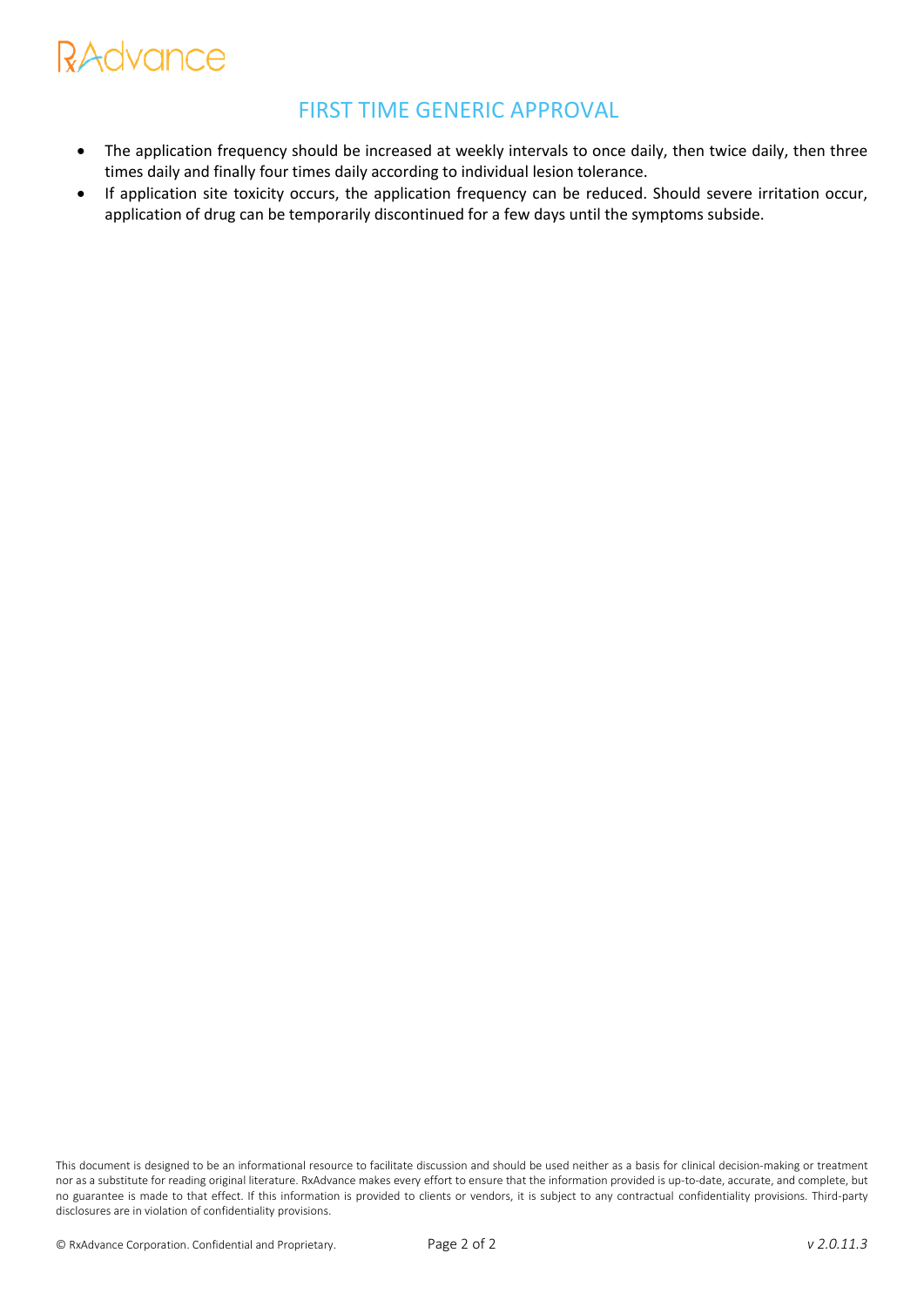# FIRST TIME GENERIC APPROVAL

- The application frequency should be increased at weekly intervals to once daily, then twice daily, then three times daily and finally four times daily according to individual lesion tolerance.
- If application site toxicity occurs, the application frequency can be reduced. Should severe irritation occur, application of drug can be temporarily discontinued for a few days until the symptoms subside.

This document is designed to be an informational resource to facilitate discussion and should be used neither as a basis for clinical decision-making or treatment nor as a substitute for reading original literature. RxAdvance makes every effort to ensure that the information provided is up-to-date, accurate, and complete, but no guarantee is made to that effect. If this information is provided to clients or vendors, it is subject to any contractual confidentiality provisions. Third-party disclosures are in violation of confidentiality provisions.